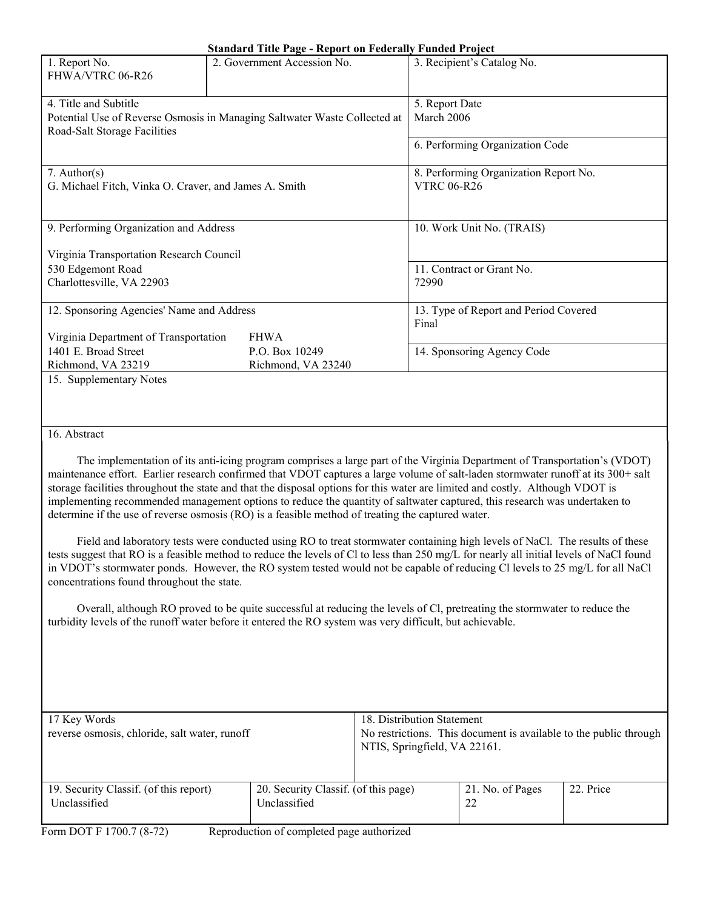**Standard Title Page - Report on Federally Funded Project**

| 1. Report No. | 2. Government Accession No. | 3. Recipient's Catalog No. |
|---|---|---|
| FHWA/VTRC 06-R26 | | |

| 4. Title and Subtitle | 5. Report Date |
|---|---|
| Potential Use of Reverse Osmosis in Managing Saltwater Waste Collected at Road-Salt Storage Facilities | March 2006 |
| | 6. Performing Organization Code |
| 7. Author(s) | 8. Performing Organization Report No. |
| G. Michael Fitch, Vinka O. Craver, and James A. Smith | VTRC 06-R26 |
| 9. Performing Organization and Address | 10. Work Unit No. (TRAIS) |
| Virginia Transportation Research Council<br>530 Edgemont Road<br>Charlottesville, VA 22903 | 11. Contract or Grant No.<br>72990 |
| 12. Sponsoring Agencies' Name and Address | 13. Type of Report and Period Covered |
| Virginia Department of Transportation<br>1401 E. Broad Street<br>Richmond, VA 23219<br><br>FHWA<br>P.O. Box 10249<br>Richmond, VA 23240 | Final |
| | 14. Sponsoring Agency Code |

15. Supplementary Notes

16. Abstract

The implementation of its anti-icing program comprises a large part of the Virginia Department of Transportation's (VDOT) maintenance effort. Earlier research confirmed that VDOT captures a large volume of salt-laden stormwater runoff at its 300+ salt storage facilities throughout the state and that the disposal options for this water are limited and costly. Although VDOT is implementing recommended management options to reduce the quantity of saltwater captured, this research was undertaken to determine if the use of reverse osmosis (RO) is a feasible method of treating the captured water.

Field and laboratory tests were conducted using RO to treat stormwater containing high levels of NaCl. The results of these tests suggest that RO is a feasible method to reduce the levels of Cl to less than 250 mg/L for nearly all initial levels of NaCl found in VDOT's stormwater ponds. However, the RO system tested would not be capable of reducing Cl levels to 25 mg/L for all NaCl concentrations found throughout the state.

Overall, although RO proved to be quite successful at reducing the levels of Cl, pretreating the stormwater to reduce the turbidity levels of the runoff water before it entered the RO system was very difficult, but achievable.

| 17 Key Words | 18. Distribution Statement |
|---|---|
| reverse osmosis, chloride, salt water, runoff | No restrictions. This document is available to the public through NTIS, Springfield, VA 22161. |

| 19. Security Classif. (of this report) | 20. Security Classif. (of this page) | 21. No. of Pages | 22. Price |
|---|---|---|---|
| Unclassified | Unclassified | 22 | |

Form DOT F 1700.7 (8-72) Reproduction of completed page authorized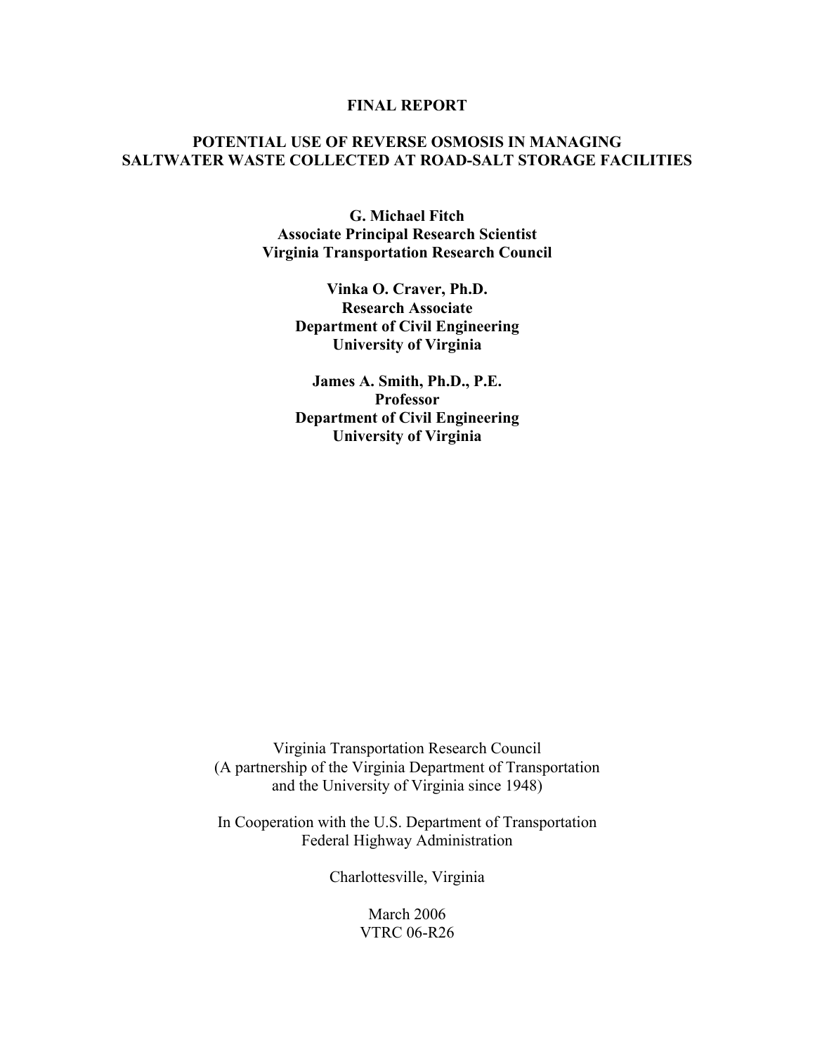**FINAL REPORT**

# POTENTIAL USE OF REVERSE OSMOSIS IN MANAGING SALTWATER WASTE COLLECTED AT ROAD-SALT STORAGE FACILITIES

**G. Michael Fitch**
**Associate Principal Research Scientist**
**Virginia Transportation Research Council**

**Vinka O. Craver, Ph.D.**
**Research Associate**
**Department of Civil Engineering**
**University of Virginia**

**James A. Smith, Ph.D., P.E.**
**Professor**
**Department of Civil Engineering**
**University of Virginia**

Virginia Transportation Research Council
(A partnership of the Virginia Department of Transportation
and the University of Virginia since 1948)

In Cooperation with the U.S. Department of Transportation
Federal Highway Administration

Charlottesville, Virginia

March 2006
VTRC 06-R26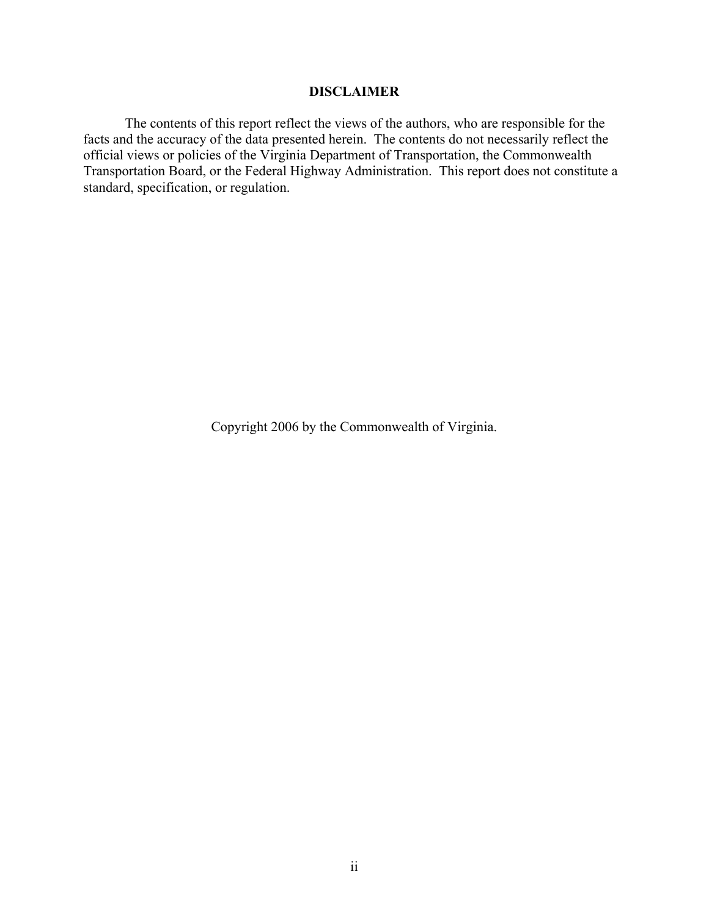## DISCLAIMER

The contents of this report reflect the views of the authors, who are responsible for the facts and the accuracy of the data presented herein. The contents do not necessarily reflect the official views or policies of the Virginia Department of Transportation, the Commonwealth Transportation Board, or the Federal Highway Administration. This report does not constitute a standard, specification, or regulation.

Copyright 2006 by the Commonwealth of Virginia.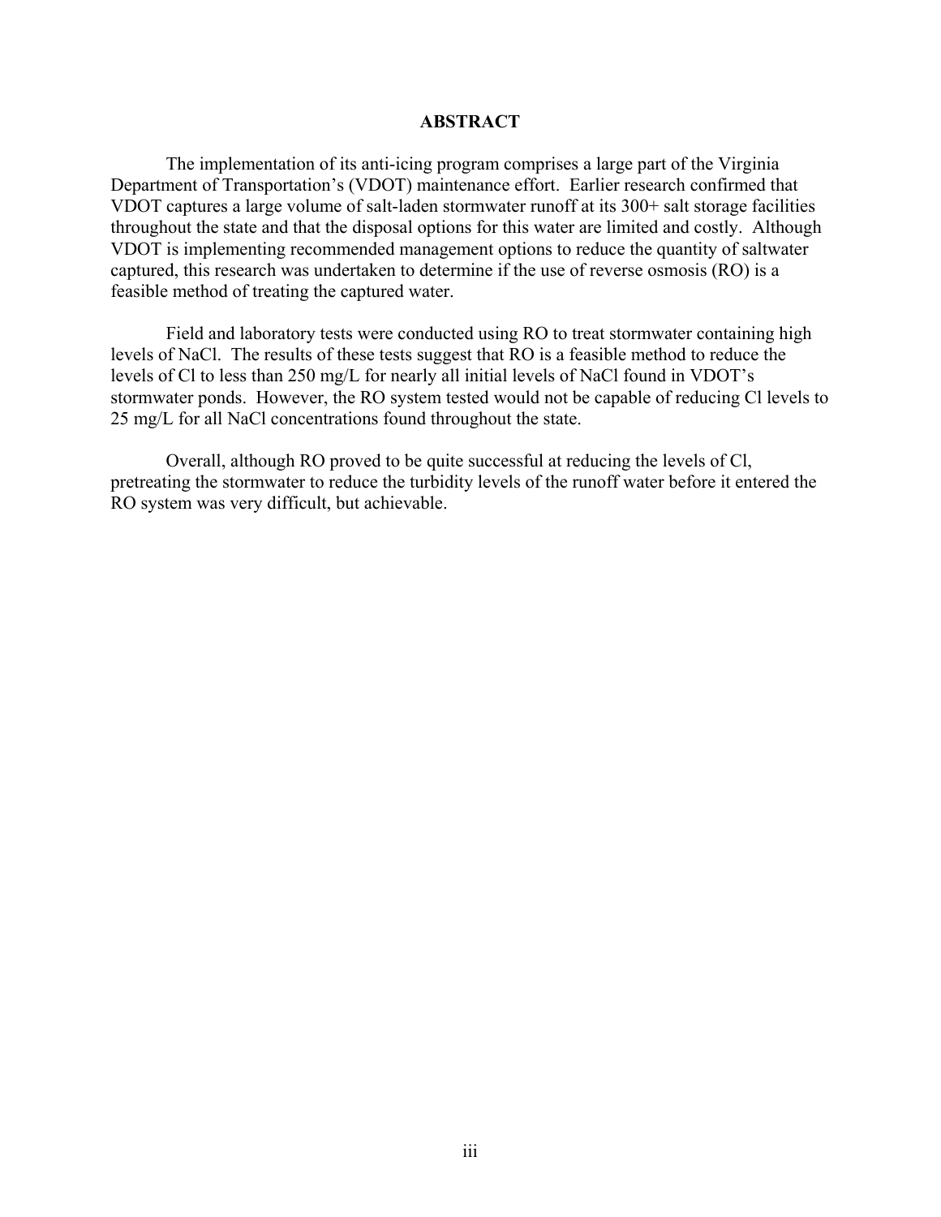## ABSTRACT

The implementation of its anti-icing program comprises a large part of the Virginia Department of Transportation's (VDOT) maintenance effort. Earlier research confirmed that VDOT captures a large volume of salt-laden stormwater runoff at its 300+ salt storage facilities throughout the state and that the disposal options for this water are limited and costly. Although VDOT is implementing recommended management options to reduce the quantity of saltwater captured, this research was undertaken to determine if the use of reverse osmosis (RO) is a feasible method of treating the captured water.

Field and laboratory tests were conducted using RO to treat stormwater containing high levels of NaCl. The results of these tests suggest that RO is a feasible method to reduce the levels of Cl to less than 250 mg/L for nearly all initial levels of NaCl found in VDOT's stormwater ponds. However, the RO system tested would not be capable of reducing Cl levels to 25 mg/L for all NaCl concentrations found throughout the state.

Overall, although RO proved to be quite successful at reducing the levels of Cl, pretreating the stormwater to reduce the turbidity levels of the runoff water before it entered the RO system was very difficult, but achievable.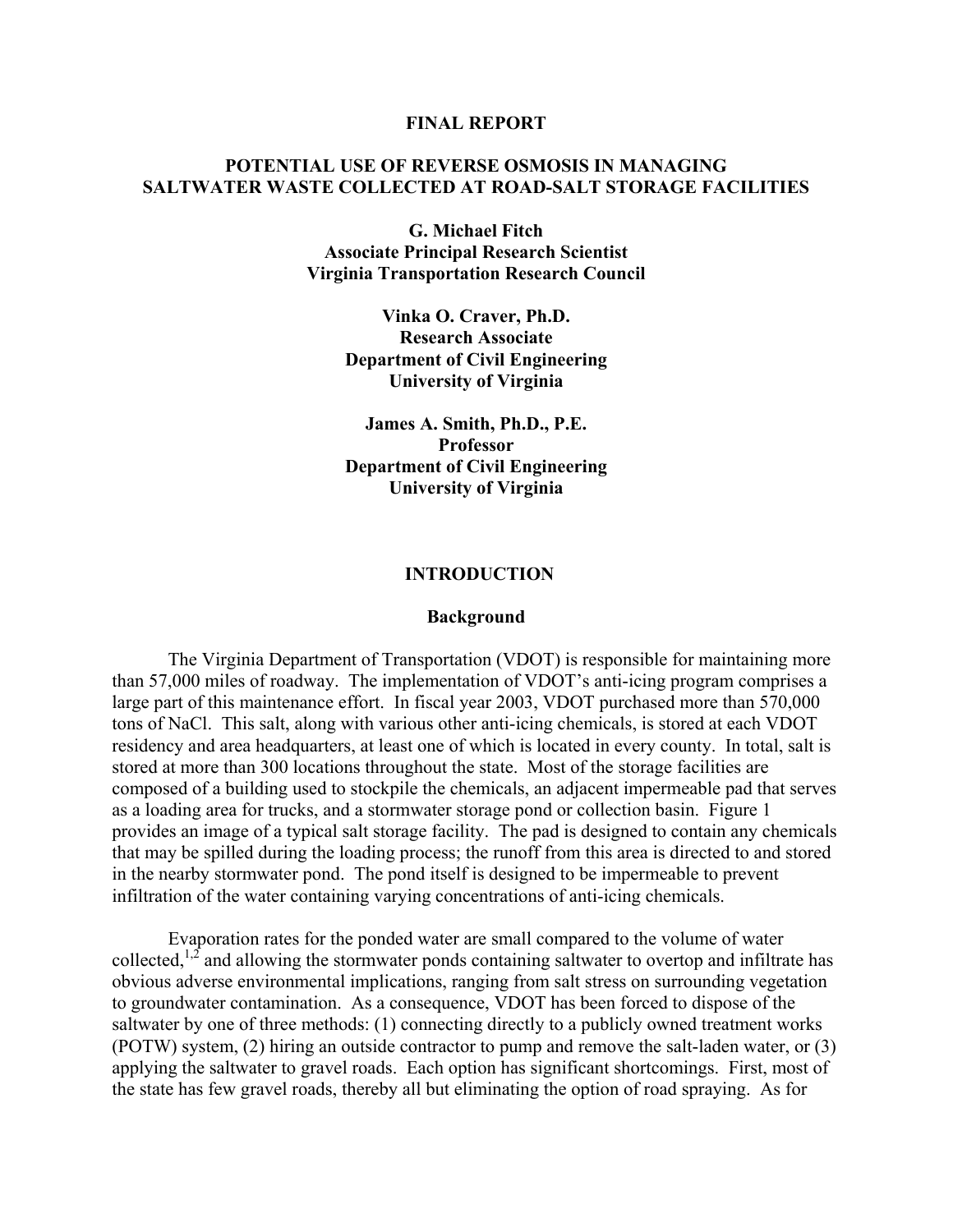**FINAL REPORT**

# POTENTIAL USE OF REVERSE OSMOSIS IN MANAGING SALTWATER WASTE COLLECTED AT ROAD-SALT STORAGE FACILITIES

**G. Michael Fitch**
**Associate Principal Research Scientist**
**Virginia Transportation Research Council**

**Vinka O. Craver, Ph.D.**
**Research Associate**
**Department of Civil Engineering**
**University of Virginia**

**James A. Smith, Ph.D., P.E.**
**Professor**
**Department of Civil Engineering**
**University of Virginia**

## INTRODUCTION

### Background

The Virginia Department of Transportation (VDOT) is responsible for maintaining more than 57,000 miles of roadway. The implementation of VDOT's anti-icing program comprises a large part of this maintenance effort. In fiscal year 2003, VDOT purchased more than 570,000 tons of NaCl. This salt, along with various other anti-icing chemicals, is stored at each VDOT residency and area headquarters, at least one of which is located in every county. In total, salt is stored at more than 300 locations throughout the state. Most of the storage facilities are composed of a building used to stockpile the chemicals, an adjacent impermeable pad that serves as a loading area for trucks, and a stormwater storage pond or collection basin. Figure 1 provides an image of a typical salt storage facility. The pad is designed to contain any chemicals that may be spilled during the loading process; the runoff from this area is directed to and stored in the nearby stormwater pond. The pond itself is designed to be impermeable to prevent infiltration of the water containing varying concentrations of anti-icing chemicals.

Evaporation rates for the ponded water are small compared to the volume of water collected,[1,2] and allowing the stormwater ponds containing saltwater to overtop and infiltrate has obvious adverse environmental implications, ranging from salt stress on surrounding vegetation to groundwater contamination. As a consequence, VDOT has been forced to dispose of the saltwater by one of three methods: (1) connecting directly to a publicly owned treatment works (POTW) system, (2) hiring an outside contractor to pump and remove the salt-laden water, or (3) applying the saltwater to gravel roads. Each option has significant shortcomings. First, most of the state has few gravel roads, thereby all but eliminating the option of road spraying. As for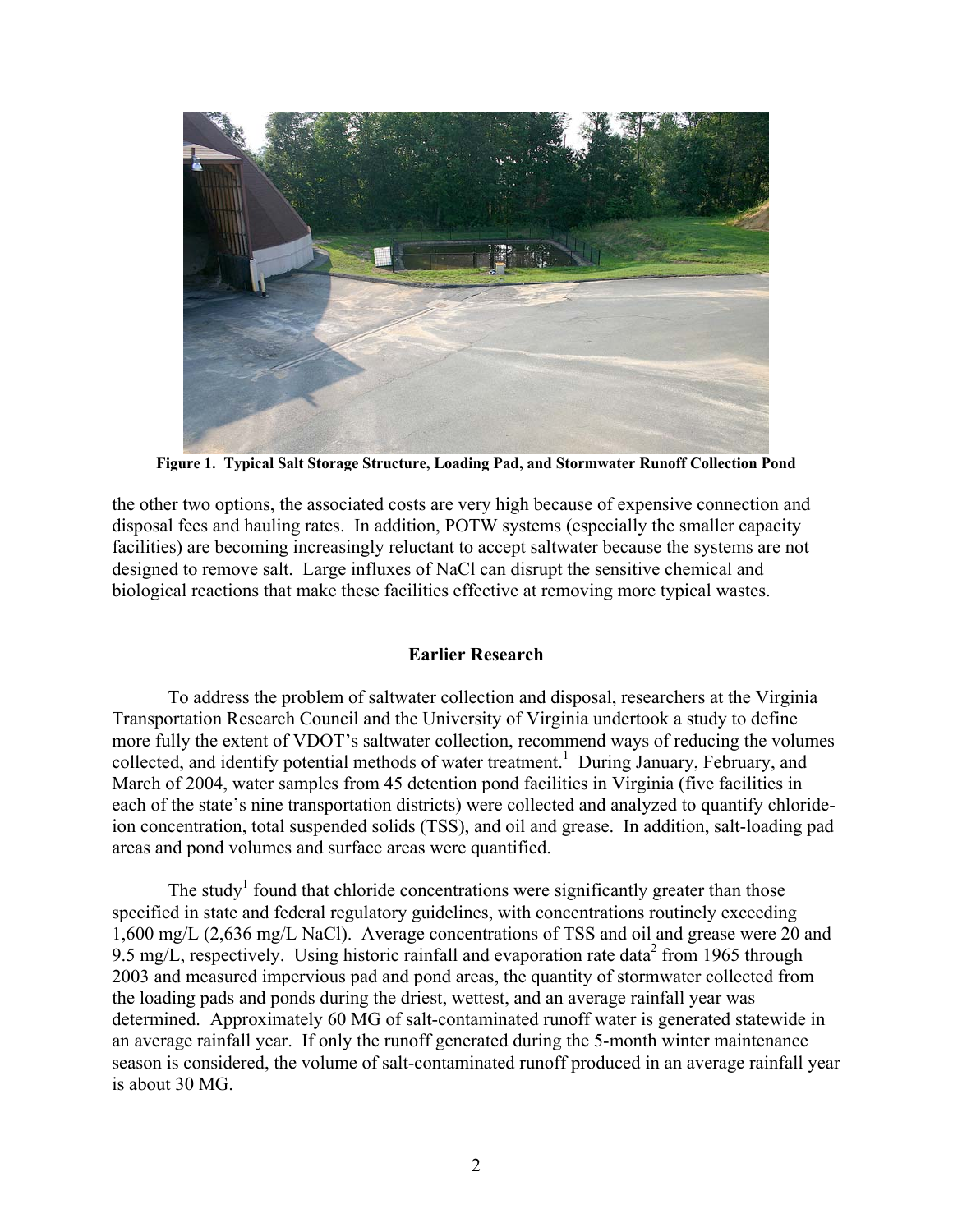Figure 1. Typical Salt Storage Structure, Loading Pad, and Stormwater Runoff Collection Pond

the other two options, the associated costs are very high because of expensive connection and disposal fees and hauling rates. In addition, POTW systems (especially the smaller capacity facilities) are becoming increasingly reluctant to accept saltwater because the systems are not designed to remove salt. Large influxes of NaCl can disrupt the sensitive chemical and biological reactions that make these facilities effective at removing more typical wastes.

## Earlier Research

To address the problem of saltwater collection and disposal, researchers at the Virginia Transportation Research Council and the University of Virginia undertook a study to define more fully the extent of VDOT's saltwater collection, recommend ways of reducing the volumes collected, and identify potential methods of water treatment.[1] During January, February, and March of 2004, water samples from 45 detention pond facilities in Virginia (five facilities in each of the state's nine transportation districts) were collected and analyzed to quantify chloride-ion concentration, total suspended solids (TSS), and oil and grease. In addition, salt-loading pad areas and pond volumes and surface areas were quantified.

The study[1] found that chloride concentrations were significantly greater than those specified in state and federal regulatory guidelines, with concentrations routinely exceeding 1,600 mg/L (2,636 mg/L NaCl). Average concentrations of TSS and oil and grease were 20 and 9.5 mg/L, respectively. Using historic rainfall and evaporation rate data[2] from 1965 through 2003 and measured impervious pad and pond areas, the quantity of stormwater collected from the loading pads and ponds during the driest, wettest, and an average rainfall year was determined. Approximately 60 MG of salt-contaminated runoff water is generated statewide in an average rainfall year. If only the runoff generated during the 5-month winter maintenance season is considered, the volume of salt-contaminated runoff produced in an average rainfall year is about 30 MG.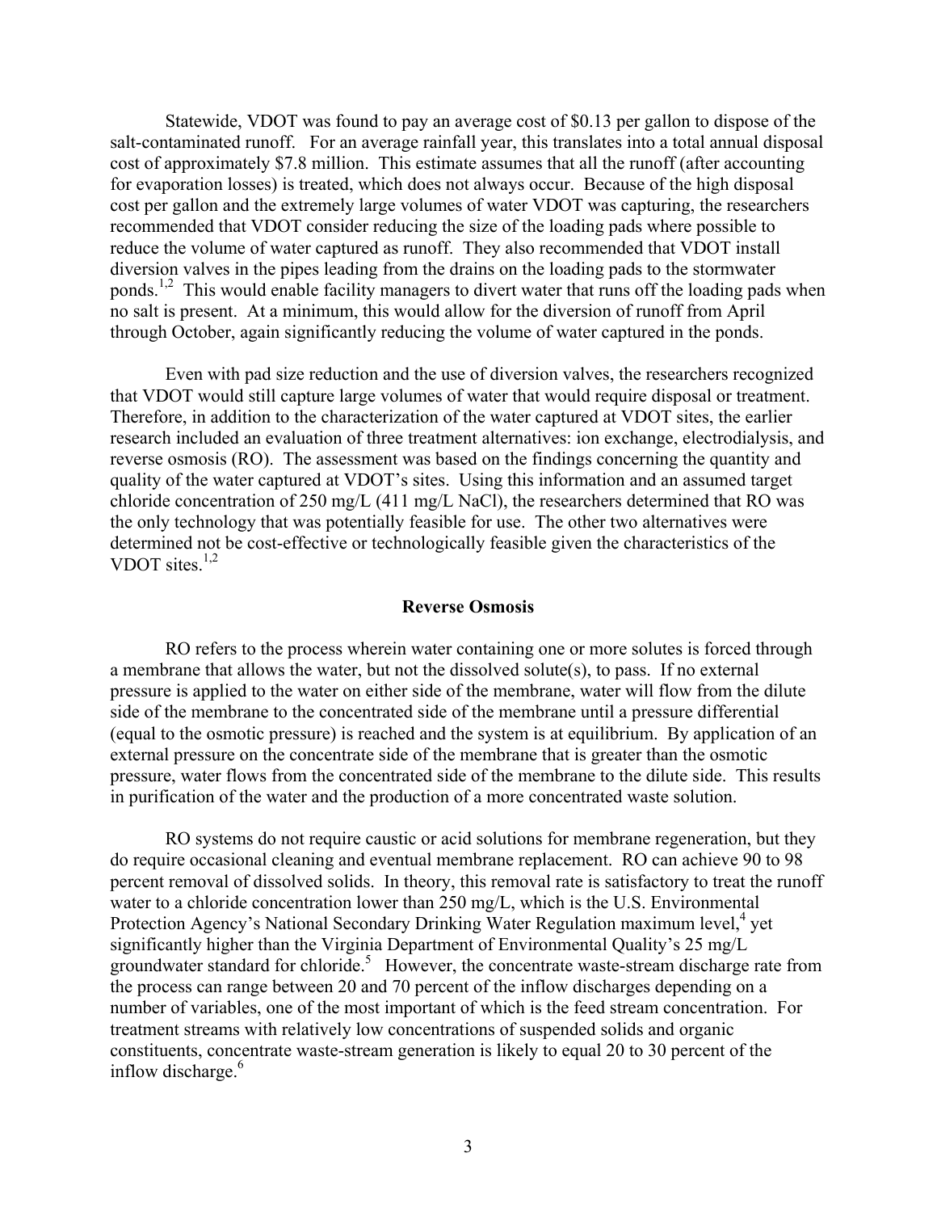Statewide, VDOT was found to pay an average cost of $0.13 per gallon to dispose of the salt-contaminated runoff. For an average rainfall year, this translates into a total annual disposal cost of approximately $7.8 million. This estimate assumes that all the runoff (after accounting for evaporation losses) is treated, which does not always occur. Because of the high disposal cost per gallon and the extremely large volumes of water VDOT was capturing, the researchers recommended that VDOT consider reducing the size of the loading pads where possible to reduce the volume of water captured as runoff. They also recommended that VDOT install diversion valves in the pipes leading from the drains on the loading pads to the stormwater ponds.[1,2] This would enable facility managers to divert water that runs off the loading pads when no salt is present. At a minimum, this would allow for the diversion of runoff from April through October, again significantly reducing the volume of water captured in the ponds.

Even with pad size reduction and the use of diversion valves, the researchers recognized that VDOT would still capture large volumes of water that would require disposal or treatment. Therefore, in addition to the characterization of the water captured at VDOT sites, the earlier research included an evaluation of three treatment alternatives: ion exchange, electrodialysis, and reverse osmosis (RO). The assessment was based on the findings concerning the quantity and quality of the water captured at VDOT's sites. Using this information and an assumed target chloride concentration of 250 mg/L (411 mg/L NaCl), the researchers determined that RO was the only technology that was potentially feasible for use. The other two alternatives were determined not be cost-effective or technologically feasible given the characteristics of the VDOT sites.[1,2]

## Reverse Osmosis

RO refers to the process wherein water containing one or more solutes is forced through a membrane that allows the water, but not the dissolved solute(s), to pass. If no external pressure is applied to the water on either side of the membrane, water will flow from the dilute side of the membrane to the concentrated side of the membrane until a pressure differential (equal to the osmotic pressure) is reached and the system is at equilibrium. By application of an external pressure on the concentrate side of the membrane that is greater than the osmotic pressure, water flows from the concentrated side of the membrane to the dilute side. This results in purification of the water and the production of a more concentrated waste solution.

RO systems do not require caustic or acid solutions for membrane regeneration, but they do require occasional cleaning and eventual membrane replacement. RO can achieve 90 to 98 percent removal of dissolved solids. In theory, this removal rate is satisfactory to treat the runoff water to a chloride concentration lower than 250 mg/L, which is the U.S. Environmental Protection Agency's National Secondary Drinking Water Regulation maximum level,[4] yet significantly higher than the Virginia Department of Environmental Quality's 25 mg/L groundwater standard for chloride.[5] However, the concentrate waste-stream discharge rate from the process can range between 20 and 70 percent of the inflow discharges depending on a number of variables, one of the most important of which is the feed stream concentration. For treatment streams with relatively low concentrations of suspended solids and organic constituents, concentrate waste-stream generation is likely to equal 20 to 30 percent of the inflow discharge.[6]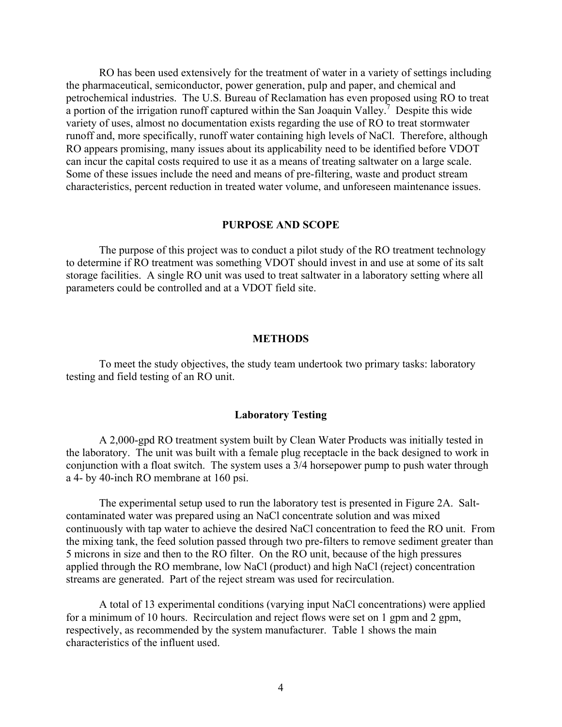RO has been used extensively for the treatment of water in a variety of settings including the pharmaceutical, semiconductor, power generation, pulp and paper, and chemical and petrochemical industries. The U.S. Bureau of Reclamation has even proposed using RO to treat a portion of the irrigation runoff captured within the San Joaquin Valley.[7] Despite this wide variety of uses, almost no documentation exists regarding the use of RO to treat stormwater runoff and, more specifically, runoff water containing high levels of NaCl. Therefore, although RO appears promising, many issues about its applicability need to be identified before VDOT can incur the capital costs required to use it as a means of treating saltwater on a large scale. Some of these issues include the need and means of pre-filtering, waste and product stream characteristics, percent reduction in treated water volume, and unforeseen maintenance issues.

## PURPOSE AND SCOPE

The purpose of this project was to conduct a pilot study of the RO treatment technology to determine if RO treatment was something VDOT should invest in and use at some of its salt storage facilities. A single RO unit was used to treat saltwater in a laboratory setting where all parameters could be controlled and at a VDOT field site.

## METHODS

To meet the study objectives, the study team undertook two primary tasks: laboratory testing and field testing of an RO unit.

### Laboratory Testing

A 2,000-gpd RO treatment system built by Clean Water Products was initially tested in the laboratory. The unit was built with a female plug receptacle in the back designed to work in conjunction with a float switch. The system uses a 3/4 horsepower pump to push water through a 4- by 40-inch RO membrane at 160 psi.

The experimental setup used to run the laboratory test is presented in Figure 2A. Salt-contaminated water was prepared using an NaCl concentrate solution and was mixed continuously with tap water to achieve the desired NaCl concentration to feed the RO unit. From the mixing tank, the feed solution passed through two pre-filters to remove sediment greater than 5 microns in size and then to the RO filter. On the RO unit, because of the high pressures applied through the RO membrane, low NaCl (product) and high NaCl (reject) concentration streams are generated. Part of the reject stream was used for recirculation.

A total of 13 experimental conditions (varying input NaCl concentrations) were applied for a minimum of 10 hours. Recirculation and reject flows were set on 1 gpm and 2 gpm, respectively, as recommended by the system manufacturer. Table 1 shows the main characteristics of the influent used.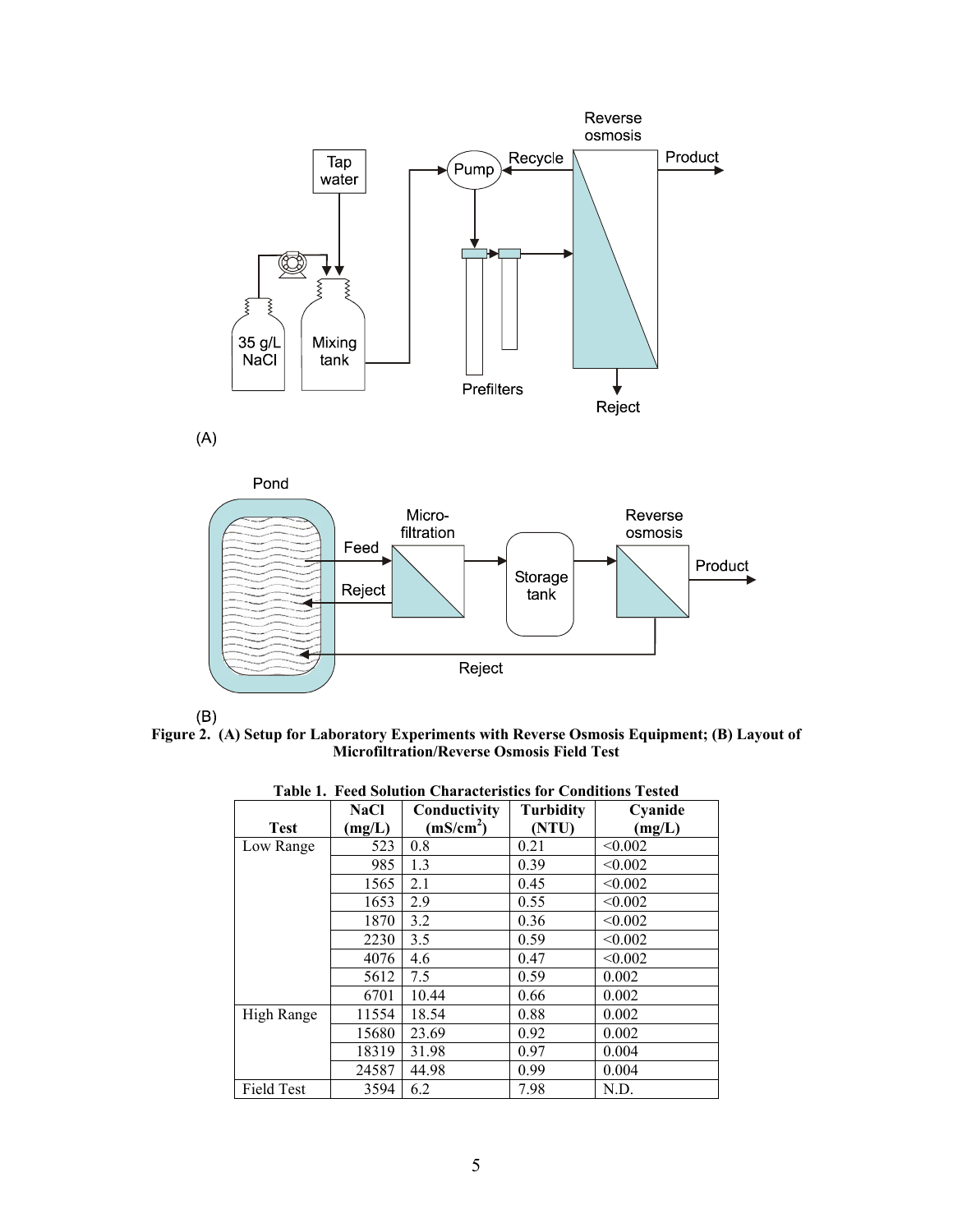**Figure 2. (A) Setup for Laboratory Experiments with Reverse Osmosis Equipment; (B) Layout of Microfiltration/Reverse Osmosis Field Test**

**Table 1. Feed Solution Characteristics for Conditions Tested**

| Test | NaCl (mg/L) | Conductivity ($mS/cm^2$) | Turbidity (NTU) | Cyanide (mg/L) |
|---|---|---|---|---|
| Low Range | 523 | 0.8 | 0.21 | <0.002 |
| | 985 | 1.3 | 0.39 | <0.002 |
| | 1565 | 2.1 | 0.45 | <0.002 |
| | 1653 | 2.9 | 0.55 | <0.002 |
| | 1870 | 3.2 | 0.36 | <0.002 |
| | 2230 | 3.5 | 0.59 | <0.002 |
| | 4076 | 4.6 | 0.47 | <0.002 |
| | 5612 | 7.5 | 0.59 | 0.002 |
| | 6701 | 10.44 | 0.66 | 0.002 |
| High Range | 11554 | 18.54 | 0.88 | 0.002 |
| | 15680 | 23.69 | 0.92 | 0.002 |
| | 18319 | 31.98 | 0.97 | 0.004 |
| | 24587 | 44.98 | 0.99 | 0.004 |
| Field Test | 3594 | 6.2 | 7.98 | N.D. |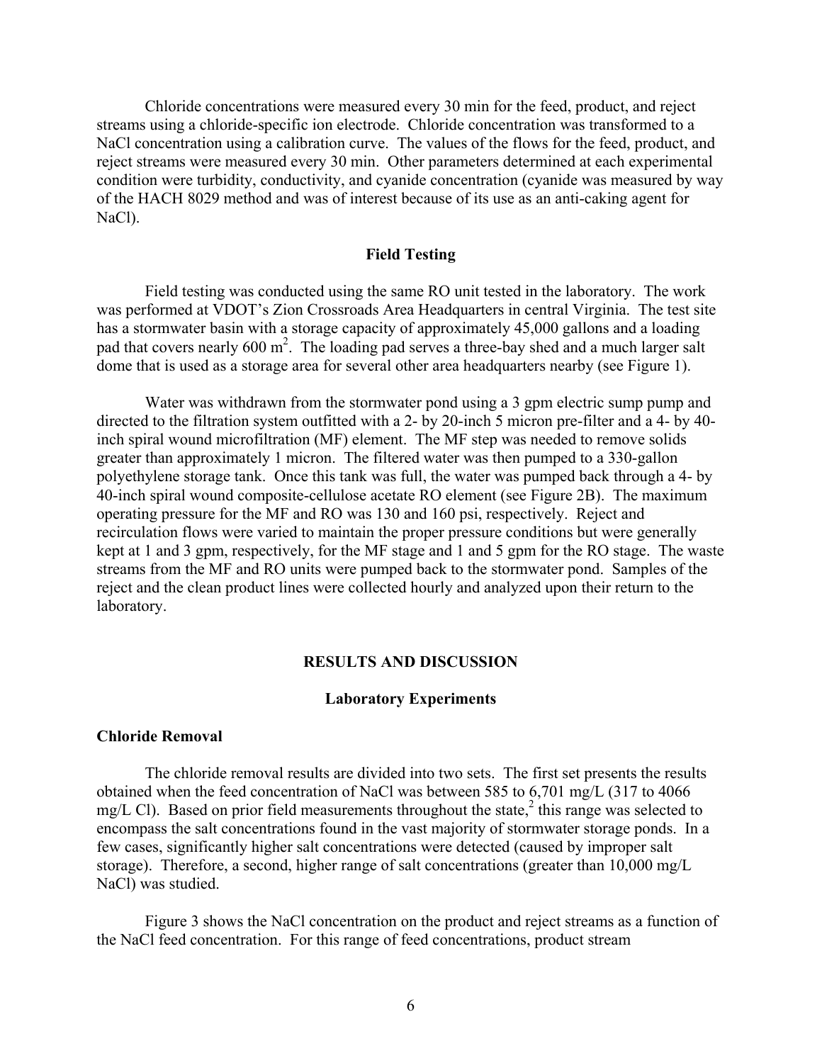Chloride concentrations were measured every 30 min for the feed, product, and reject streams using a chloride-specific ion electrode. Chloride concentration was transformed to a NaCl concentration using a calibration curve. The values of the flows for the feed, product, and reject streams were measured every 30 min. Other parameters determined at each experimental condition were turbidity, conductivity, and cyanide concentration (cyanide was measured by way of the HACH 8029 method and was of interest because of its use as an anti-caking agent for NaCl).

## Field Testing

Field testing was conducted using the same RO unit tested in the laboratory. The work was performed at VDOT's Zion Crossroads Area Headquarters in central Virginia. The test site has a stormwater basin with a storage capacity of approximately 45,000 gallons and a loading pad that covers nearly 600 $m^2$. The loading pad serves a three-bay shed and a much larger salt dome that is used as a storage area for several other area headquarters nearby (see Figure 1).

Water was withdrawn from the stormwater pond using a 3 gpm electric sump pump and directed to the filtration system outfitted with a 2- by 20-inch 5 micron pre-filter and a 4- by 40-inch spiral wound microfiltration (MF) element. The MF step was needed to remove solids greater than approximately 1 micron. The filtered water was then pumped to a 330-gallon polyethylene storage tank. Once this tank was full, the water was pumped back through a 4- by 40-inch spiral wound composite-cellulose acetate RO element (see Figure 2B). The maximum operating pressure for the MF and RO was 130 and 160 psi, respectively. Reject and recirculation flows were varied to maintain the proper pressure conditions but were generally kept at 1 and 3 gpm, respectively, for the MF stage and 1 and 5 gpm for the RO stage. The waste streams from the MF and RO units were pumped back to the stormwater pond. Samples of the reject and the clean product lines were collected hourly and analyzed upon their return to the laboratory.

# RESULTS AND DISCUSSION

## Laboratory Experiments

### Chloride Removal

The chloride removal results are divided into two sets. The first set presents the results obtained when the feed concentration of NaCl was between 585 to 6,701 mg/L (317 to 4066 mg/L Cl). Based on prior field measurements throughout the state,[2] this range was selected to encompass the salt concentrations found in the vast majority of stormwater storage ponds. In a few cases, significantly higher salt concentrations were detected (caused by improper salt storage). Therefore, a second, higher range of salt concentrations (greater than 10,000 mg/L NaCl) was studied.

Figure 3 shows the NaCl concentration on the product and reject streams as a function of the NaCl feed concentration. For this range of feed concentrations, product stream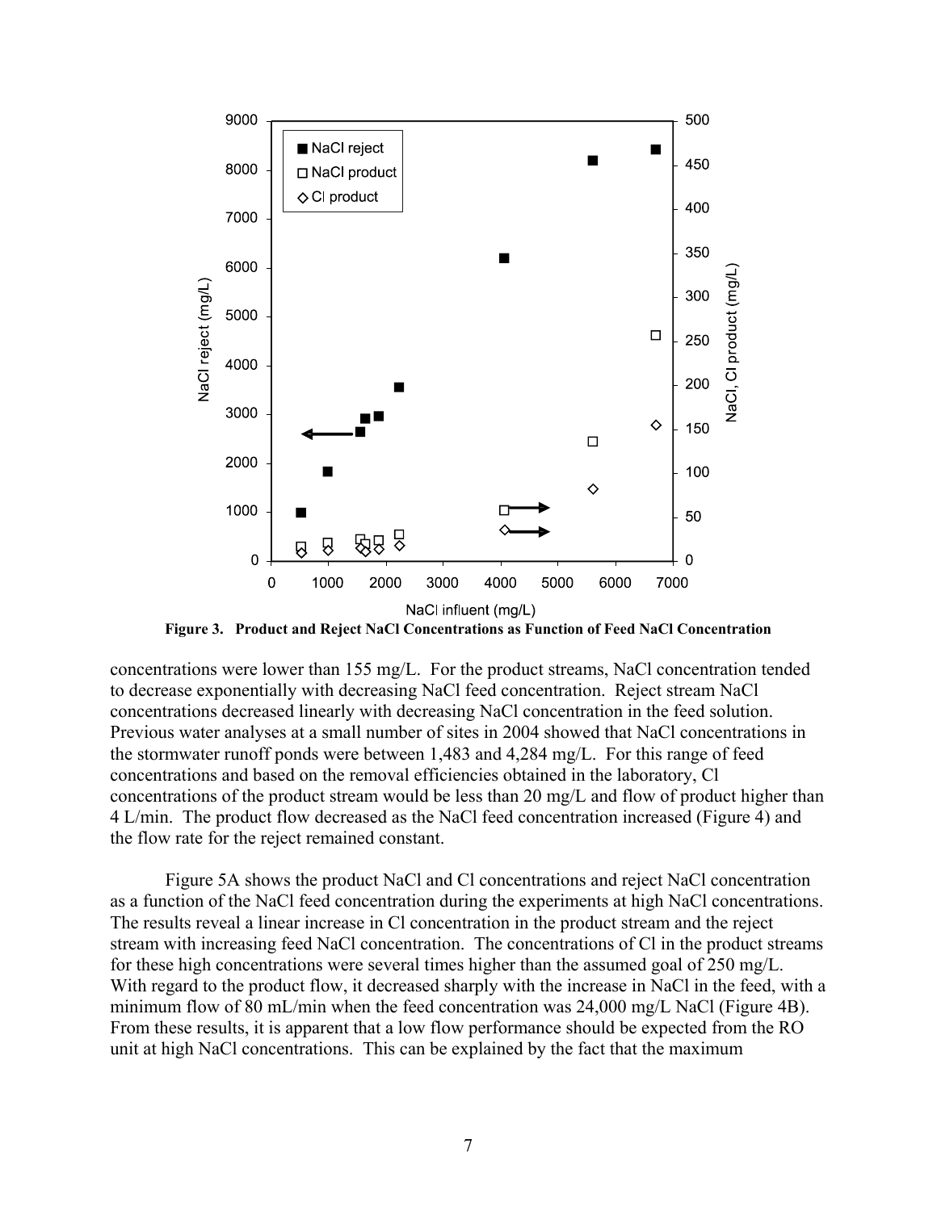**Figure 3. Product and Reject NaCl Concentrations as Function of Feed NaCl Concentration**

concentrations were lower than 155 mg/L. For the product streams, NaCl concentration tended to decrease exponentially with decreasing NaCl feed concentration. Reject stream NaCl concentrations decreased linearly with decreasing NaCl concentration in the feed solution. Previous water analyses at a small number of sites in 2004 showed that NaCl concentrations in the stormwater runoff ponds were between 1,483 and 4,284 mg/L. For this range of feed concentrations and based on the removal efficiencies obtained in the laboratory, Cl concentrations of the product stream would be less than 20 mg/L and flow of product higher than 4 L/min. The product flow decreased as the NaCl feed concentration increased (Figure 4) and the flow rate for the reject remained constant.

Figure 5A shows the product NaCl and Cl concentrations and reject NaCl concentration as a function of the NaCl feed concentration during the experiments at high NaCl concentrations. The results reveal a linear increase in Cl concentration in the product stream and the reject stream with increasing feed NaCl concentration. The concentrations of Cl in the product streams for these high concentrations were several times higher than the assumed goal of 250 mg/L. With regard to the product flow, it decreased sharply with the increase in NaCl in the feed, with a minimum flow of 80 mL/min when the feed concentration was 24,000 mg/L NaCl (Figure 4B). From these results, it is apparent that a low flow performance should be expected from the RO unit at high NaCl concentrations. This can be explained by the fact that the maximum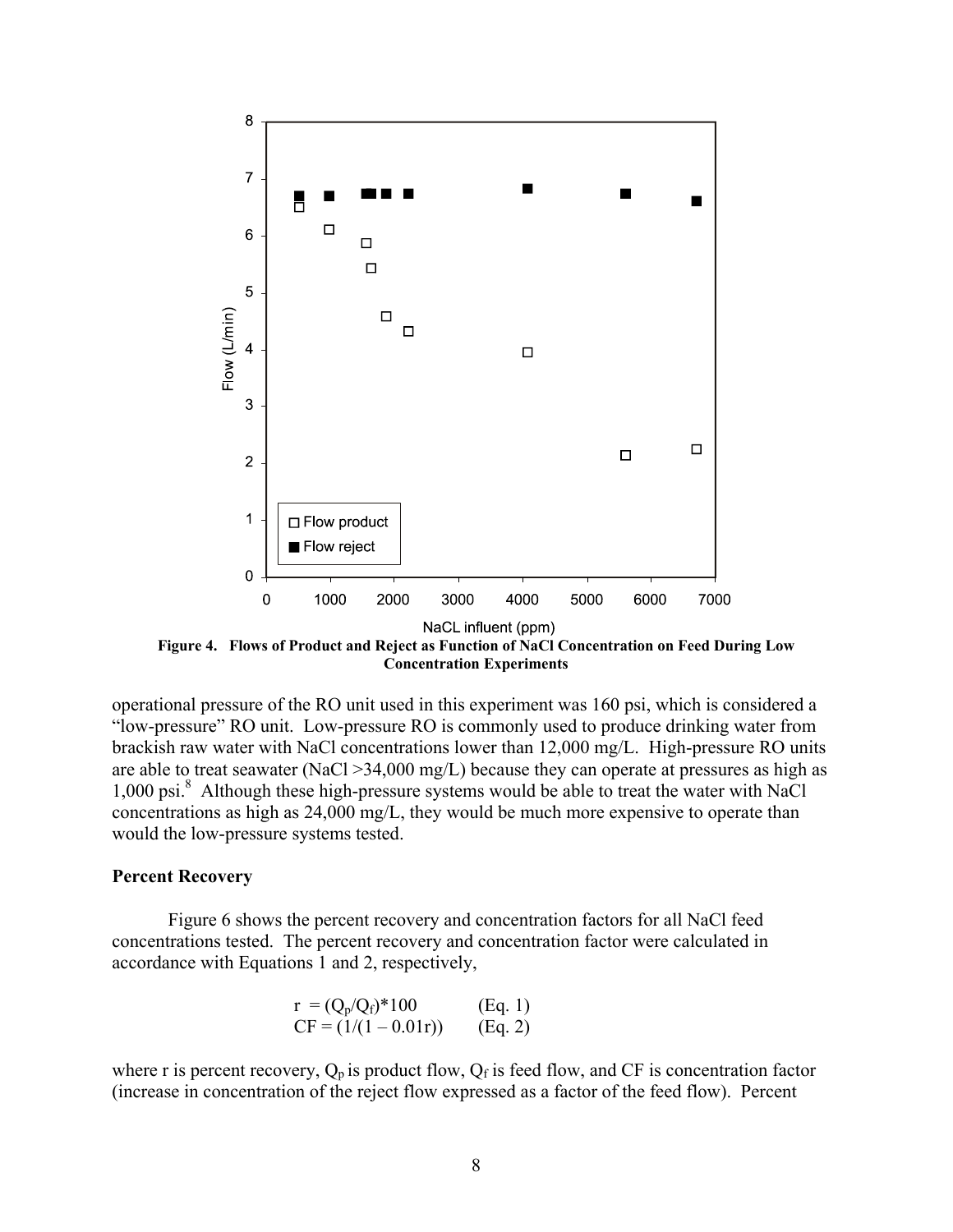Figure 4. Flows of Product and Reject as Function of NaCl Concentration on Feed During Low Concentration Experiments

operational pressure of the RO unit used in this experiment was 160 psi, which is considered a "low-pressure" RO unit. Low-pressure RO is commonly used to produce drinking water from brackish raw water with NaCl concentrations lower than 12,000 mg/L. High-pressure RO units are able to treat seawater (NaCl >34,000 mg/L) because they can operate at pressures as high as 1,000 psi.[8] Although these high-pressure systems would be able to treat the water with NaCl concentrations as high as 24,000 mg/L, they would be much more expensive to operate than would the low-pressure systems tested.

### Percent Recovery

Figure 6 shows the percent recovery and concentration factors for all NaCl feed concentrations tested. The percent recovery and concentration factor were calculated in accordance with Equations 1 and 2, respectively,

$$r = (Q_p/Q_f)*100 \qquad \text{(Eq. 1)}$$

$$CF = (1/(1 - 0.01r)) \qquad \text{(Eq. 2)}$$

where r is percent recovery, $Q_p$ is product flow, $Q_f$ is feed flow, and CF is concentration factor (increase in concentration of the reject flow expressed as a factor of the feed flow). Percent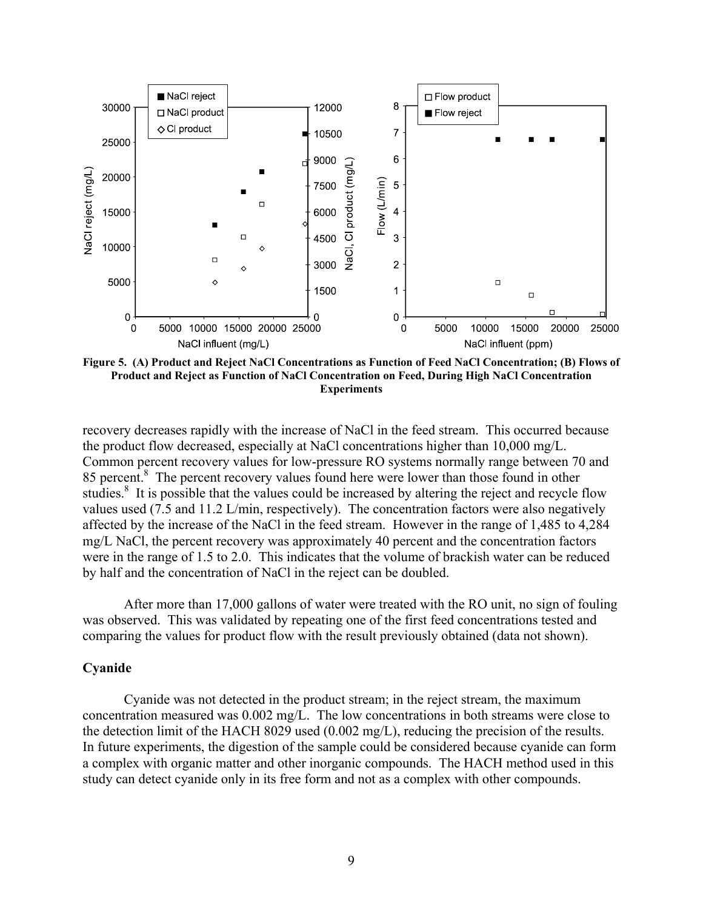**Figure 5. (A) Product and Reject NaCl Concentrations as Function of Feed NaCl Concentration; (B) Flows of Product and Reject as Function of NaCl Concentration on Feed, During High NaCl Concentration Experiments**

recovery decreases rapidly with the increase of NaCl in the feed stream. This occurred because the product flow decreased, especially at NaCl concentrations higher than 10,000 mg/L. Common percent recovery values for low-pressure RO systems normally range between 70 and 85 percent.[8] The percent recovery values found here were lower than those found in other studies.[8] It is possible that the values could be increased by altering the reject and recycle flow values used (7.5 and 11.2 L/min, respectively). The concentration factors were also negatively affected by the increase of the NaCl in the feed stream. However in the range of 1,485 to 4,284 mg/L NaCl, the percent recovery was approximately 40 percent and the concentration factors were in the range of 1.5 to 2.0. This indicates that the volume of brackish water can be reduced by half and the concentration of NaCl in the reject can be doubled.

After more than 17,000 gallons of water were treated with the RO unit, no sign of fouling was observed. This was validated by repeating one of the first feed concentrations tested and comparing the values for product flow with the result previously obtained (data not shown).

### Cyanide

Cyanide was not detected in the product stream; in the reject stream, the maximum concentration measured was 0.002 mg/L. The low concentrations in both streams were close to the detection limit of the HACH 8029 used (0.002 mg/L), reducing the precision of the results. In future experiments, the digestion of the sample could be considered because cyanide can form a complex with organic matter and other inorganic compounds. The HACH method used in this study can detect cyanide only in its free form and not as a complex with other compounds.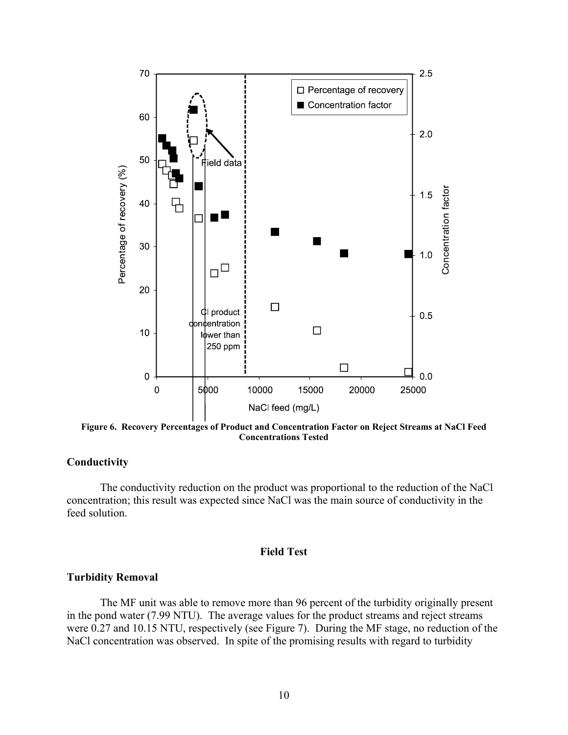Figure 6. Recovery Percentages of Product and Concentration Factor on Reject Streams at NaCl Feed Concentrations Tested

### Conductivity

The conductivity reduction on the product was proportional to the reduction of the NaCl concentration; this result was expected since NaCl was the main source of conductivity in the feed solution.

## Field Test

### Turbidity Removal

The MF unit was able to remove more than 96 percent of the turbidity originally present in the pond water (7.99 NTU). The average values for the product streams and reject streams were 0.27 and 10.15 NTU, respectively (see Figure 7). During the MF stage, no reduction of the NaCl concentration was observed. In spite of the promising results with regard to turbidity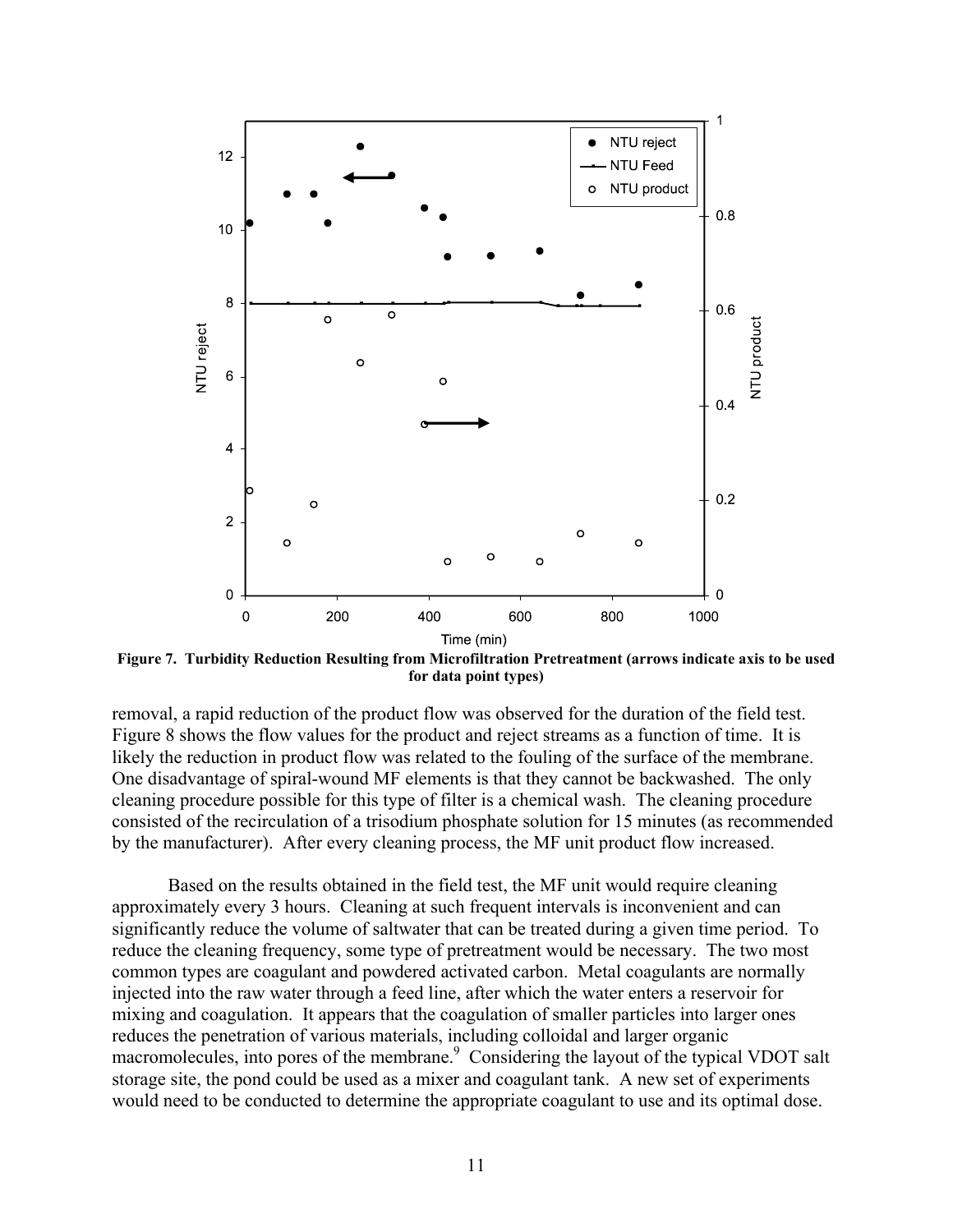**Figure 7. Turbidity Reduction Resulting from Microfiltration Pretreatment (arrows indicate axis to be used for data point types)**

removal, a rapid reduction of the product flow was observed for the duration of the field test. Figure 8 shows the flow values for the product and reject streams as a function of time. It is likely the reduction in product flow was related to the fouling of the surface of the membrane. One disadvantage of spiral-wound MF elements is that they cannot be backwashed. The only cleaning procedure possible for this type of filter is a chemical wash. The cleaning procedure consisted of the recirculation of a trisodium phosphate solution for 15 minutes (as recommended by the manufacturer). After every cleaning process, the MF unit product flow increased.

Based on the results obtained in the field test, the MF unit would require cleaning approximately every 3 hours. Cleaning at such frequent intervals is inconvenient and can significantly reduce the volume of saltwater that can be treated during a given time period. To reduce the cleaning frequency, some type of pretreatment would be necessary. The two most common types are coagulant and powdered activated carbon. Metal coagulants are normally injected into the raw water through a feed line, after which the water enters a reservoir for mixing and coagulation. It appears that the coagulation of smaller particles into larger ones reduces the penetration of various materials, including colloidal and larger organic macromolecules, into pores of the membrane.[9] Considering the layout of the typical VDOT salt storage site, the pond could be used as a mixer and coagulant tank. A new set of experiments would need to be conducted to determine the appropriate coagulant to use and its optimal dose.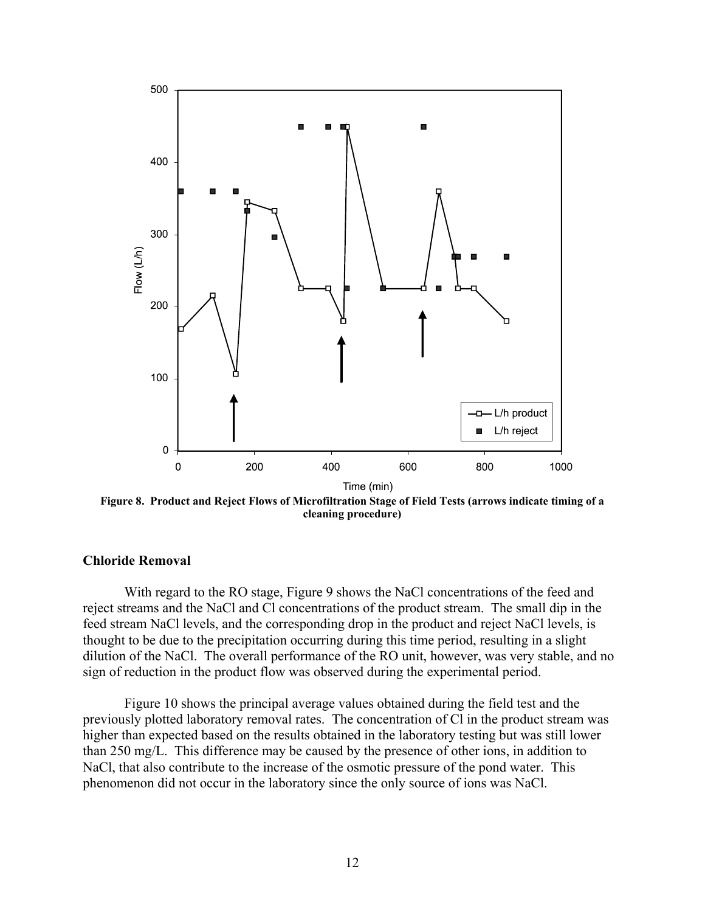**Figure 8. Product and Reject Flows of Microfiltration Stage of Field Tests (arrows indicate timing of a cleaning procedure)**

## Chloride Removal

With regard to the RO stage, Figure 9 shows the NaCl concentrations of the feed and reject streams and the NaCl and Cl concentrations of the product stream. The small dip in the feed stream NaCl levels, and the corresponding drop in the product and reject NaCl levels, is thought to be due to the precipitation occurring during this time period, resulting in a slight dilution of the NaCl. The overall performance of the RO unit, however, was very stable, and no sign of reduction in the product flow was observed during the experimental period.

Figure 10 shows the principal average values obtained during the field test and the previously plotted laboratory removal rates. The concentration of Cl in the product stream was higher than expected based on the results obtained in the laboratory testing but was still lower than 250 mg/L. This difference may be caused by the presence of other ions, in addition to NaCl, that also contribute to the increase of the osmotic pressure of the pond water. This phenomenon did not occur in the laboratory since the only source of ions was NaCl.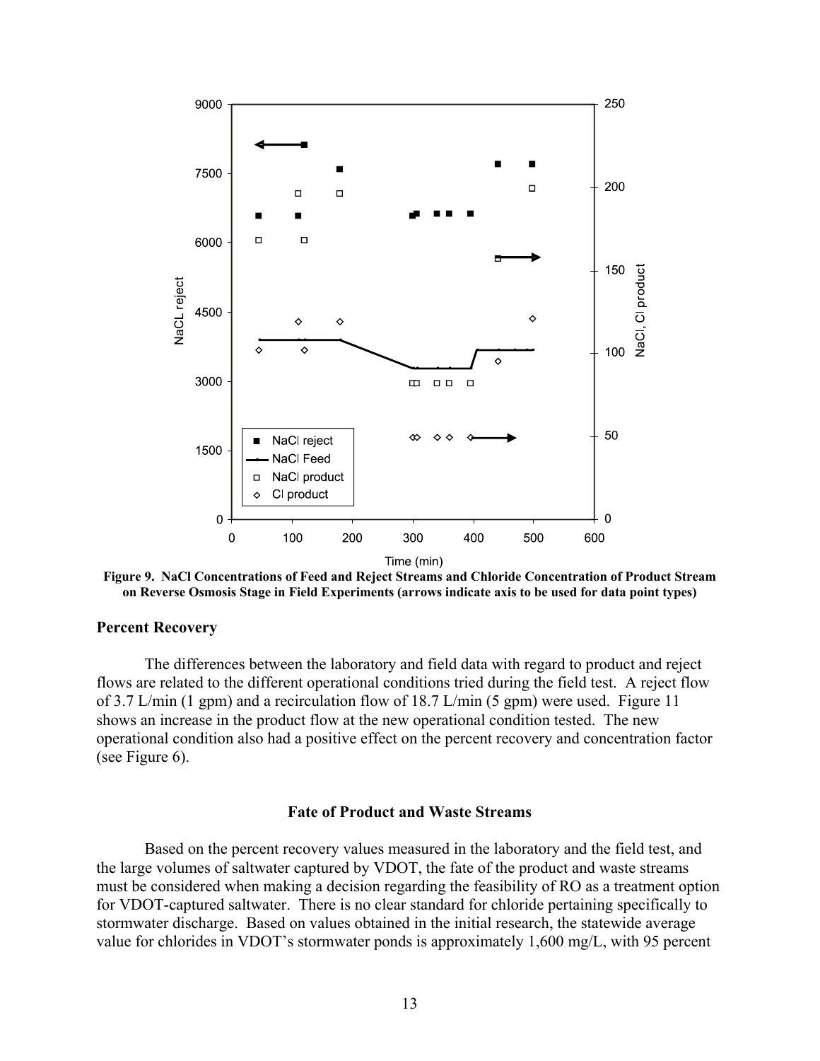**Figure 9. NaCl Concentrations of Feed and Reject Streams and Chloride Concentration of Product Stream on Reverse Osmosis Stage in Field Experiments (arrows indicate axis to be used for data point types)**

## Percent Recovery

The differences between the laboratory and field data with regard to product and reject flows are related to the different operational conditions tried during the field test. A reject flow of 3.7 L/min (1 gpm) and a recirculation flow of 18.7 L/min (5 gpm) were used. Figure 11 shows an increase in the product flow at the new operational condition tested. The new operational condition also had a positive effect on the percent recovery and concentration factor (see Figure 6).

## Fate of Product and Waste Streams

Based on the percent recovery values measured in the laboratory and the field test, and the large volumes of saltwater captured by VDOT, the fate of the product and waste streams must be considered when making a decision regarding the feasibility of RO as a treatment option for VDOT-captured saltwater. There is no clear standard for chloride pertaining specifically to stormwater discharge. Based on values obtained in the initial research, the statewide average value for chlorides in VDOT's stormwater ponds is approximately 1,600 mg/L, with 95 percent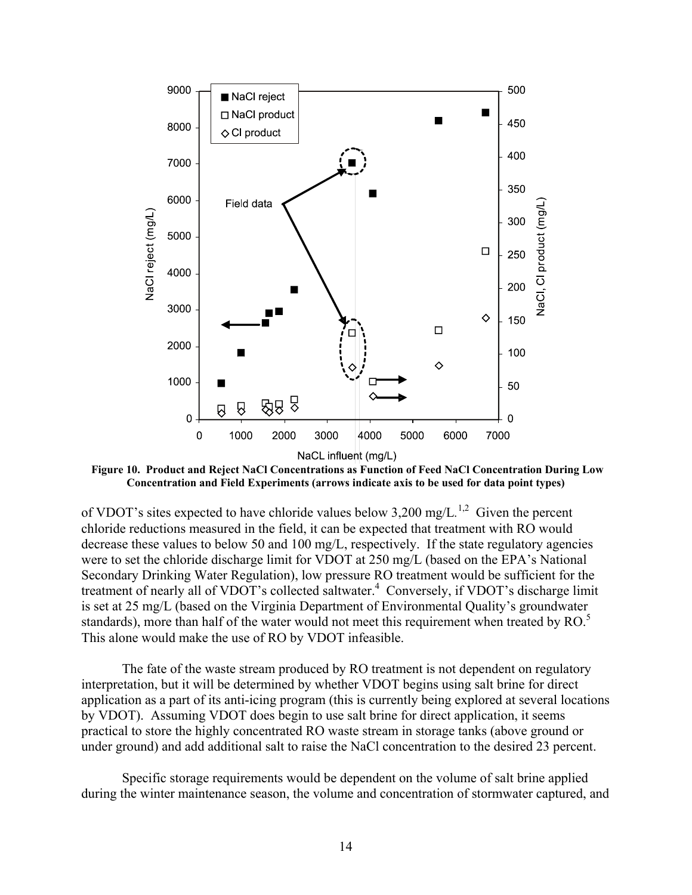**Figure 10. Product and Reject NaCl Concentrations as Function of Feed NaCl Concentration During Low Concentration and Field Experiments (arrows indicate axis to be used for data point types)**

of VDOT's sites expected to have chloride values below 3,200 mg/L.[1,2] Given the percent chloride reductions measured in the field, it can be expected that treatment with RO would decrease these values to below 50 and 100 mg/L, respectively. If the state regulatory agencies were to set the chloride discharge limit for VDOT at 250 mg/L (based on the EPA's National Secondary Drinking Water Regulation), low pressure RO treatment would be sufficient for the treatment of nearly all of VDOT's collected saltwater.[4] Conversely, if VDOT's discharge limit is set at 25 mg/L (based on the Virginia Department of Environmental Quality's groundwater standards), more than half of the water would not meet this requirement when treated by RO.[5] This alone would make the use of RO by VDOT infeasible.

The fate of the waste stream produced by RO treatment is not dependent on regulatory interpretation, but it will be determined by whether VDOT begins using salt brine for direct application as a part of its anti-icing program (this is currently being explored at several locations by VDOT). Assuming VDOT does begin to use salt brine for direct application, it seems practical to store the highly concentrated RO waste stream in storage tanks (above ground or under ground) and add additional salt to raise the NaCl concentration to the desired 23 percent.

Specific storage requirements would be dependent on the volume of salt brine applied during the winter maintenance season, the volume and concentration of stormwater captured, and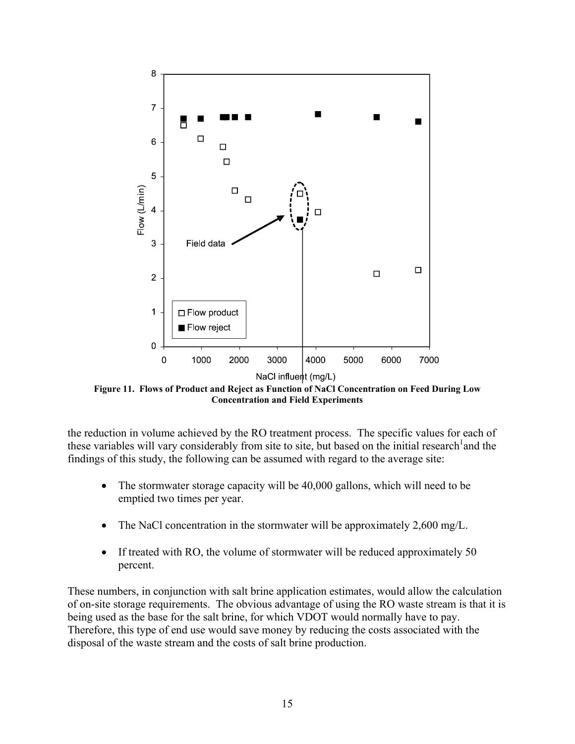Figure 11. Flows of Product and Reject as Function of NaCl Concentration on Feed During Low Concentration and Field Experiments

the reduction in volume achieved by the RO treatment process. The specific values for each of these variables will vary considerably from site to site, but based on the initial research[1] and the findings of this study, the following can be assumed with regard to the average site:

- The stormwater storage capacity will be 40,000 gallons, which will need to be emptied two times per year.
- The NaCl concentration in the stormwater will be approximately 2,600 mg/L.
- If treated with RO, the volume of stormwater will be reduced approximately 50 percent.

These numbers, in conjunction with salt brine application estimates, would allow the calculation of on-site storage requirements. The obvious advantage of using the RO waste stream is that it is being used as the base for the salt brine, for which VDOT would normally have to pay. Therefore, this type of end use would save money by reducing the costs associated with the disposal of the waste stream and the costs of salt brine production.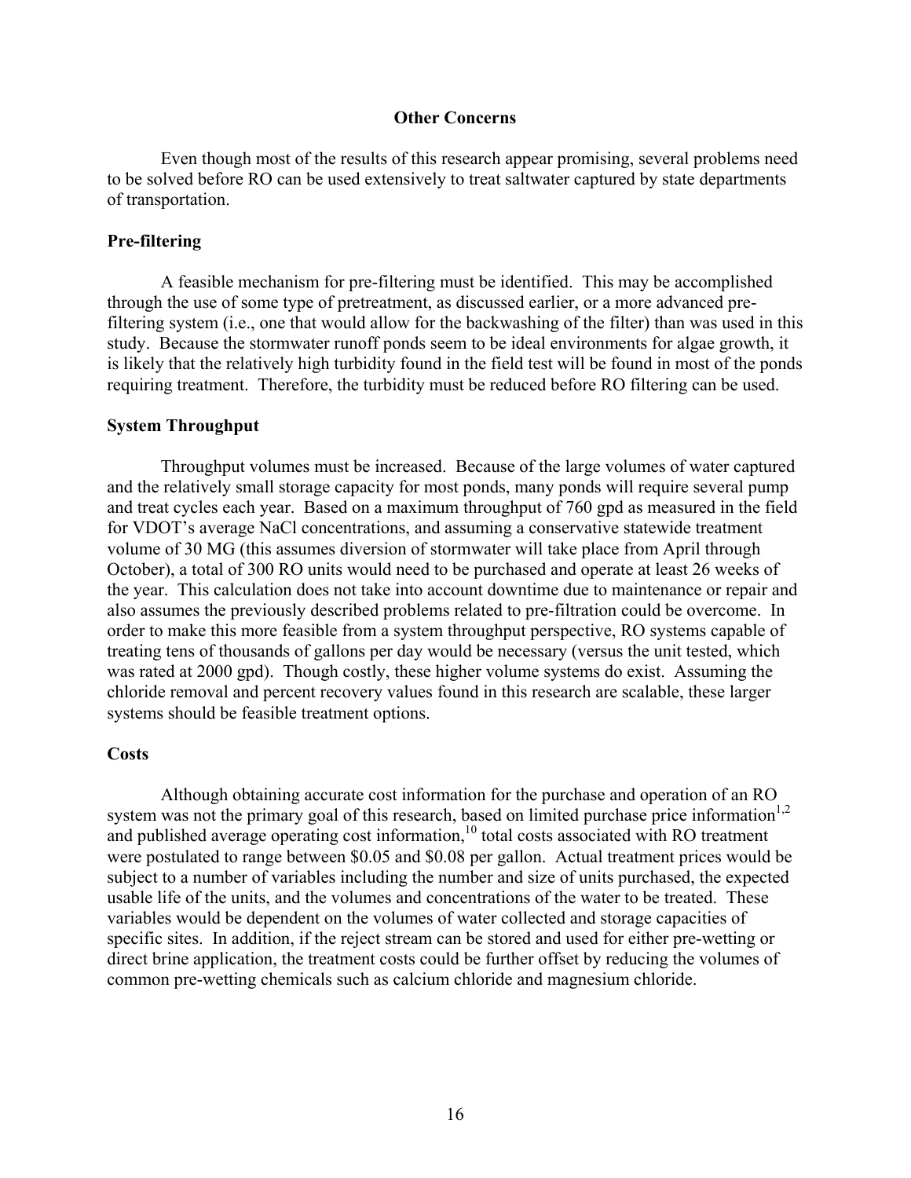## Other Concerns

Even though most of the results of this research appear promising, several problems need to be solved before RO can be used extensively to treat saltwater captured by state departments of transportation.

### Pre-filtering

A feasible mechanism for pre-filtering must be identified. This may be accomplished through the use of some type of pretreatment, as discussed earlier, or a more advanced pre-filtering system (i.e., one that would allow for the backwashing of the filter) than was used in this study. Because the stormwater runoff ponds seem to be ideal environments for algae growth, it is likely that the relatively high turbidity found in the field test will be found in most of the ponds requiring treatment. Therefore, the turbidity must be reduced before RO filtering can be used.

### System Throughput

Throughput volumes must be increased. Because of the large volumes of water captured and the relatively small storage capacity for most ponds, many ponds will require several pump and treat cycles each year. Based on a maximum throughput of 760 gpd as measured in the field for VDOT's average NaCl concentrations, and assuming a conservative statewide treatment volume of 30 MG (this assumes diversion of stormwater will take place from April through October), a total of 300 RO units would need to be purchased and operate at least 26 weeks of the year. This calculation does not take into account downtime due to maintenance or repair and also assumes the previously described problems related to pre-filtration could be overcome. In order to make this more feasible from a system throughput perspective, RO systems capable of treating tens of thousands of gallons per day would be necessary (versus the unit tested, which was rated at 2000 gpd). Though costly, these higher volume systems do exist. Assuming the chloride removal and percent recovery values found in this research are scalable, these larger systems should be feasible treatment options.

### Costs

Although obtaining accurate cost information for the purchase and operation of an RO system was not the primary goal of this research, based on limited purchase price information[1,2] and published average operating cost information,[10] total costs associated with RO treatment were postulated to range between \$0.05 and \$0.08 per gallon. Actual treatment prices would be subject to a number of variables including the number and size of units purchased, the expected usable life of the units, and the volumes and concentrations of the water to be treated. These variables would be dependent on the volumes of water collected and storage capacities of specific sites. In addition, if the reject stream can be stored and used for either pre-wetting or direct brine application, the treatment costs could be further offset by reducing the volumes of common pre-wetting chemicals such as calcium chloride and magnesium chloride.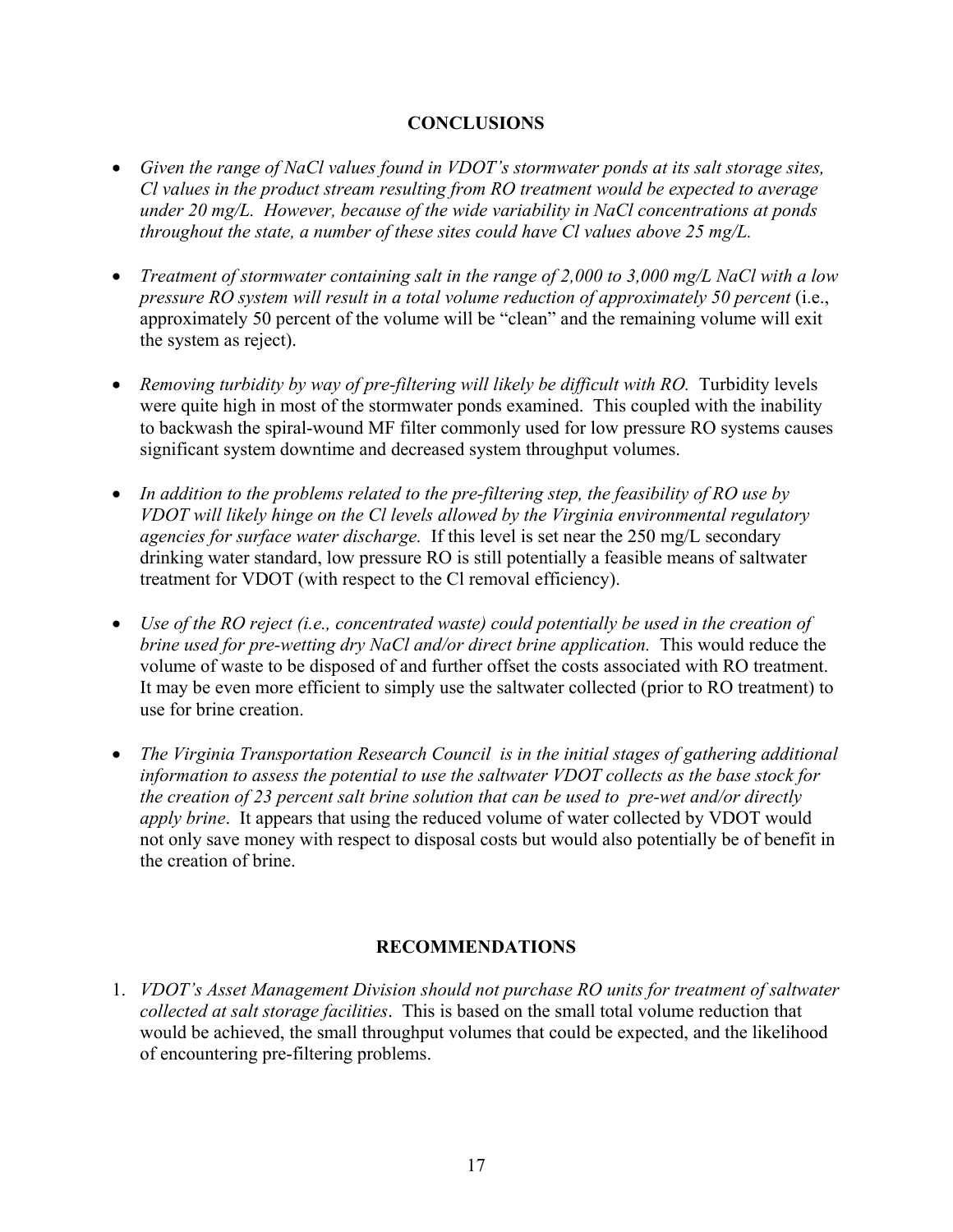## CONCLUSIONS

- *Given the range of NaCl values found in VDOT's stormwater ponds at its salt storage sites, Cl values in the product stream resulting from RO treatment would be expected to average under 20 mg/L. However, because of the wide variability in NaCl concentrations at ponds throughout the state, a number of these sites could have Cl values above 25 mg/L.*

- *Treatment of stormwater containing salt in the range of 2,000 to 3,000 mg/L NaCl with a low pressure RO system will result in a total volume reduction of approximately 50 percent* (i.e., approximately 50 percent of the volume will be "clean" and the remaining volume will exit the system as reject).

- *Removing turbidity by way of pre-filtering will likely be difficult with RO.* Turbidity levels were quite high in most of the stormwater ponds examined. This coupled with the inability to backwash the spiral-wound MF filter commonly used for low pressure RO systems causes significant system downtime and decreased system throughput volumes.

- *In addition to the problems related to the pre-filtering step, the feasibility of RO use by VDOT will likely hinge on the Cl levels allowed by the Virginia environmental regulatory agencies for surface water discharge.* If this level is set near the 250 mg/L secondary drinking water standard, low pressure RO is still potentially a feasible means of saltwater treatment for VDOT (with respect to the Cl removal efficiency).

- *Use of the RO reject (i.e., concentrated waste) could potentially be used in the creation of brine used for pre-wetting dry NaCl and/or direct brine application.* This would reduce the volume of waste to be disposed of and further offset the costs associated with RO treatment. It may be even more efficient to simply use the saltwater collected (prior to RO treatment) to use for brine creation.

- *The Virginia Transportation Research Council is in the initial stages of gathering additional information to assess the potential to use the saltwater VDOT collects as the base stock for the creation of 23 percent salt brine solution that can be used to pre-wet and/or directly apply brine*. It appears that using the reduced volume of water collected by VDOT would not only save money with respect to disposal costs but would also potentially be of benefit in the creation of brine.

## RECOMMENDATIONS

1. *VDOT's Asset Management Division should not purchase RO units for treatment of saltwater collected at salt storage facilities*. This is based on the small total volume reduction that would be achieved, the small throughput volumes that could be expected, and the likelihood of encountering pre-filtering problems.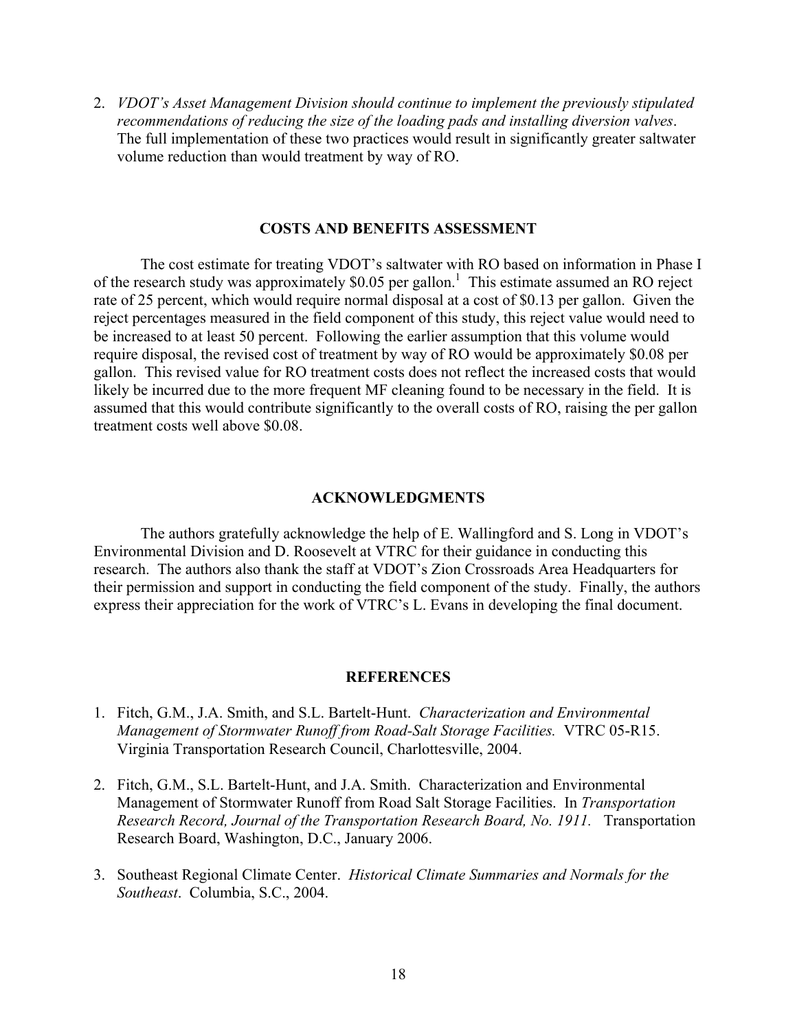2. *VDOT's Asset Management Division should continue to implement the previously stipulated recommendations of reducing the size of the loading pads and installing diversion valves*. The full implementation of these two practices would result in significantly greater saltwater volume reduction than would treatment by way of RO.

## COSTS AND BENEFITS ASSESSMENT

The cost estimate for treating VDOT's saltwater with RO based on information in Phase I of the research study was approximately $0.05 per gallon.[1] This estimate assumed an RO reject rate of 25 percent, which would require normal disposal at a cost of $0.13 per gallon. Given the reject percentages measured in the field component of this study, this reject value would need to be increased to at least 50 percent. Following the earlier assumption that this volume would require disposal, the revised cost of treatment by way of RO would be approximately $0.08 per gallon. This revised value for RO treatment costs does not reflect the increased costs that would likely be incurred due to the more frequent MF cleaning found to be necessary in the field. It is assumed that this would contribute significantly to the overall costs of RO, raising the per gallon treatment costs well above $0.08.

## ACKNOWLEDGMENTS

The authors gratefully acknowledge the help of E. Wallingford and S. Long in VDOT's Environmental Division and D. Roosevelt at VTRC for their guidance in conducting this research. The authors also thank the staff at VDOT's Zion Crossroads Area Headquarters for their permission and support in conducting the field component of the study. Finally, the authors express their appreciation for the work of VTRC's L. Evans in developing the final document.

## REFERENCES

1. Fitch, G.M., J.A. Smith, and S.L. Bartelt-Hunt. *Characterization and Environmental Management of Stormwater Runoff from Road-Salt Storage Facilities.* VTRC 05-R15. Virginia Transportation Research Council, Charlottesville, 2004.

2. Fitch, G.M., S.L. Bartelt-Hunt, and J.A. Smith. Characterization and Environmental Management of Stormwater Runoff from Road Salt Storage Facilities. In *Transportation Research Record, Journal of the Transportation Research Board, No. 1911.* Transportation Research Board, Washington, D.C., January 2006.

3. Southeast Regional Climate Center. *Historical Climate Summaries and Normals for the Southeast*. Columbia, S.C., 2004.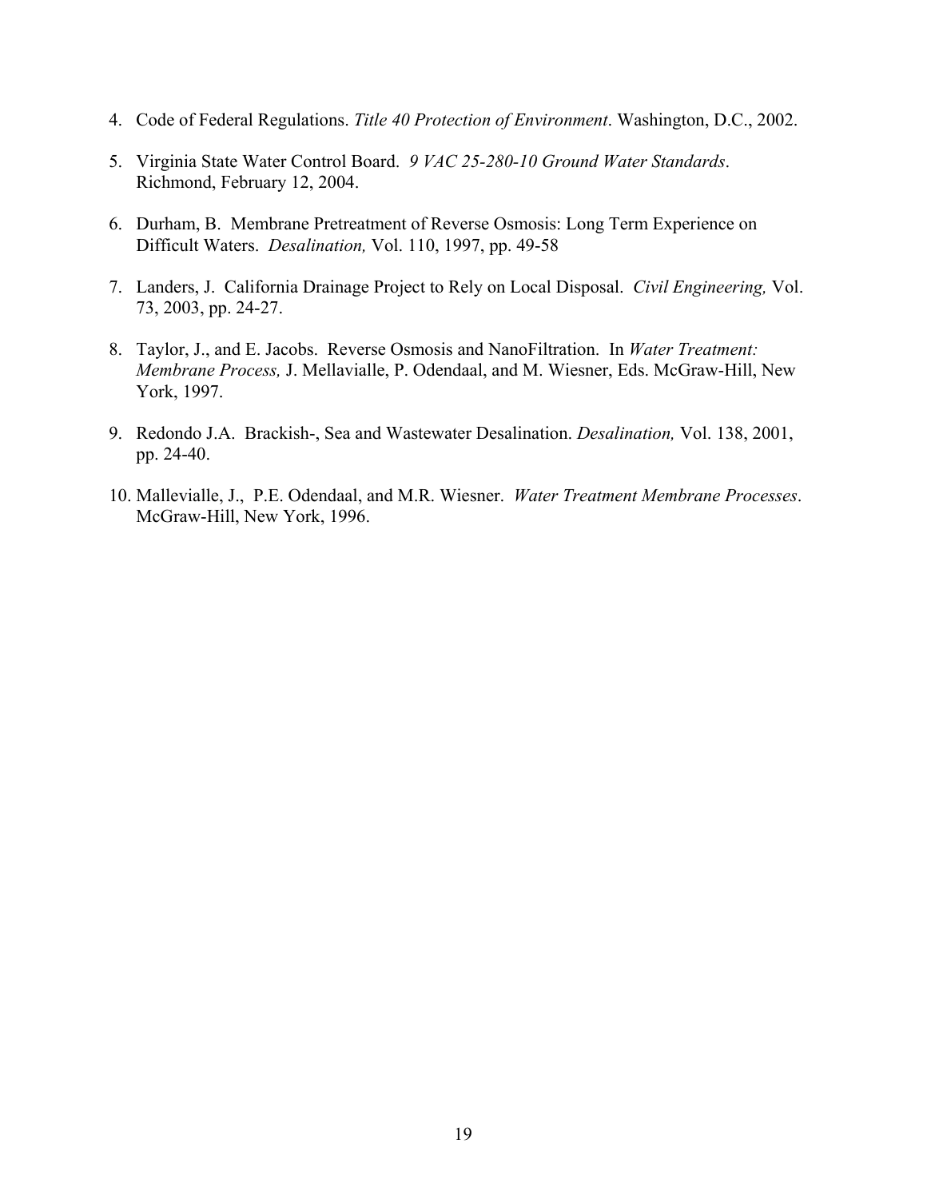4. Code of Federal Regulations. *Title 40 Protection of Environment*. Washington, D.C., 2002.

5. Virginia State Water Control Board. *9 VAC 25-280-10 Ground Water Standards*. Richmond, February 12, 2004.

6. Durham, B. Membrane Pretreatment of Reverse Osmosis: Long Term Experience on Difficult Waters. *Desalination,* Vol. 110, 1997, pp. 49-58

7. Landers, J. California Drainage Project to Rely on Local Disposal. *Civil Engineering,* Vol. 73, 2003, pp. 24-27.

8. Taylor, J., and E. Jacobs. Reverse Osmosis and NanoFiltration. In *Water Treatment: Membrane Process,* J. Mellavialle, P. Odendaal, and M. Wiesner, Eds. McGraw-Hill, New York, 1997.

9. Redondo J.A. Brackish-, Sea and Wastewater Desalination. *Desalination,* Vol. 138, 2001, pp. 24-40.

10. Mallevialle, J., P.E. Odendaal, and M.R. Wiesner. *Water Treatment Membrane Processes*. McGraw-Hill, New York, 1996.